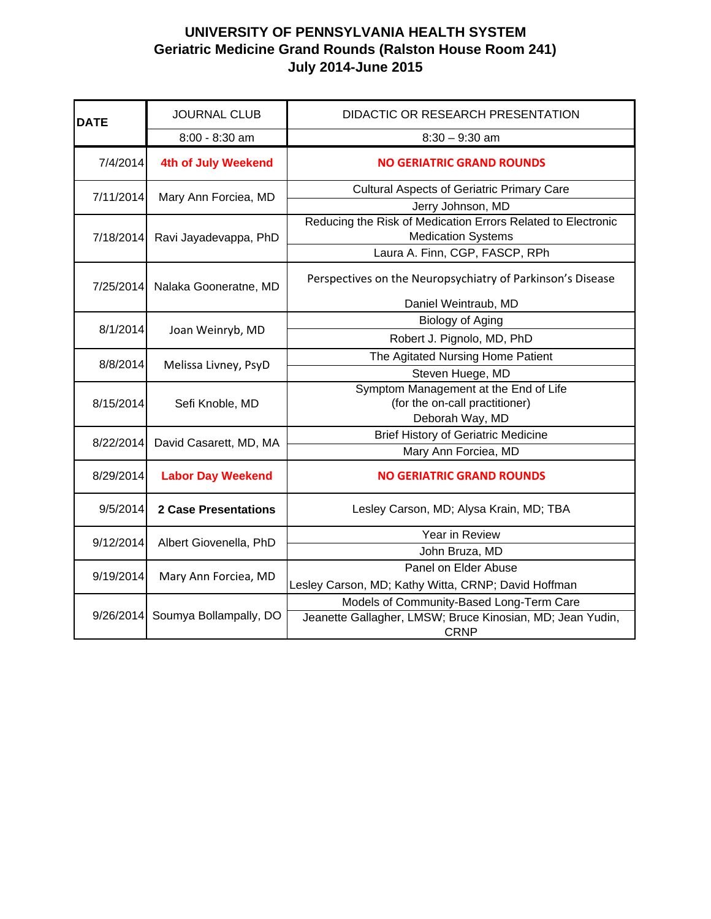# UNIVERSITY OF PENNSYLVANIA HEALTH SYSTEM
## Geriatric Medicine Grand Rounds (Ralston House Room 241)
## July 2014-June 2015

| DATE | JOURNAL CLUB | DIDACTIC OR RESEARCH PRESENTATION |
|---|---|---|
| | 8:00 - 8:30 am | 8:30 – 9:30 am |
| 7/4/2014 | **4th of July Weekend** | **NO GERIATRIC GRAND ROUNDS** |
| 7/11/2014 | Mary Ann Forciea, MD | Cultural Aspects of Geriatric Primary Care<br>Jerry Johnson, MD |
| 7/18/2014 | Ravi Jayadevappa, PhD | Reducing the Risk of Medication Errors Related to Electronic Medication Systems<br>Laura A. Finn, CGP, FASCP, RPh |
| 7/25/2014 | Nalaka Gooneratne, MD | Perspectives on the Neuropsychiatry of Parkinson's Disease<br>Daniel Weintraub, MD |
| 8/1/2014 | Joan Weinryb, MD | Biology of Aging<br>Robert J. Pignolo, MD, PhD |
| 8/8/2014 | Melissa Livney, PsyD | The Agitated Nursing Home Patient<br>Steven Huege, MD |
| 8/15/2014 | Sefi Knoble, MD | Symptom Management at the End of Life<br>(for the on-call practitioner)<br>Deborah Way, MD |
| 8/22/2014 | David Casarett, MD, MA | Brief History of Geriatric Medicine<br>Mary Ann Forciea, MD |
| 8/29/2014 | **Labor Day Weekend** | **NO GERIATRIC GRAND ROUNDS** |
| 9/5/2014 | **2 Case Presentations** | Lesley Carson, MD; Alysa Krain, MD; TBA |
| 9/12/2014 | Albert Giovenella, PhD | Year in Review<br>John Bruza, MD |
| 9/19/2014 | Mary Ann Forciea, MD | Panel on Elder Abuse<br>Lesley Carson, MD; Kathy Witta, CRNP; David Hoffman |
| 9/26/2014 | Soumya Bollampally, DO | Models of Community-Based Long-Term Care<br>Jeanette Gallagher, LMSW; Bruce Kinosian, MD; Jean Yudin, CRNP |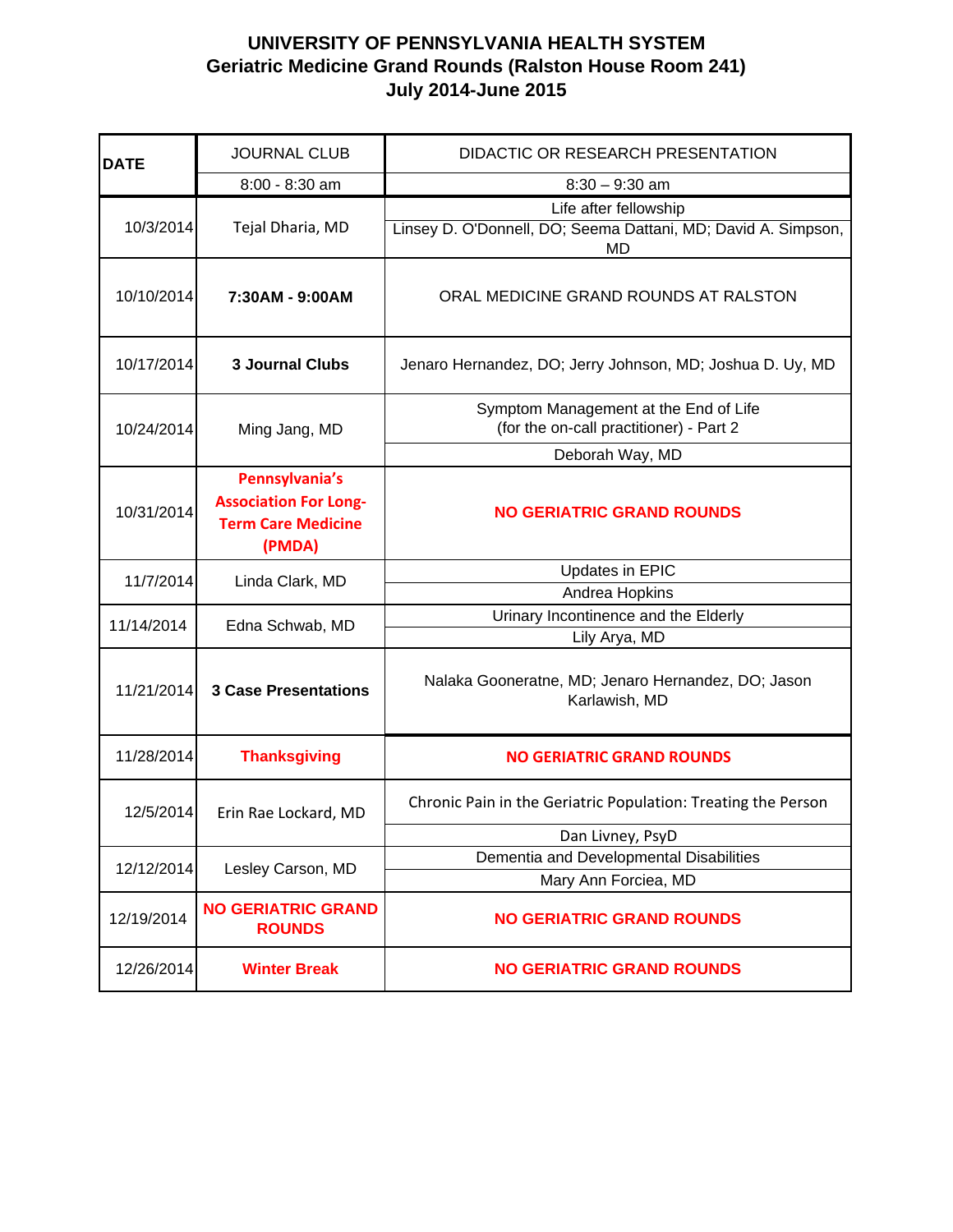# UNIVERSITY OF PENNSYLVANIA HEALTH SYSTEM
## Geriatric Medicine Grand Rounds (Ralston House Room 241)
## July 2014-June 2015

| DATE | JOURNAL CLUB | DIDACTIC OR RESEARCH PRESENTATION |
|---|---|---|
| | 8:00 - 8:30 am | 8:30 – 9:30 am |
| 10/3/2014 | Tejal Dharia, MD | Life after fellowship<br>Linsey D. O'Donnell, DO; Seema Dattani, MD; David A. Simpson, MD |
| 10/10/2014 | **7:30AM - 9:00AM** | ORAL MEDICINE GRAND ROUNDS AT RALSTON |
| 10/17/2014 | **3 Journal Clubs** | Jenaro Hernandez, DO; Jerry Johnson, MD; Joshua D. Uy, MD |
| 10/24/2014 | Ming Jang, MD | Symptom Management at the End of Life (for the on-call practitioner) - Part 2<br>Deborah Way, MD |
| 10/31/2014 | **Pennsylvania's Association For Long-Term Care Medicine (PMDA)** | **NO GERIATRIC GRAND ROUNDS** |
| 11/7/2014 | Linda Clark, MD | Updates in EPIC<br>Andrea Hopkins |
| 11/14/2014 | Edna Schwab, MD | Urinary Incontinence and the Elderly<br>Lily Arya, MD |
| 11/21/2014 | **3 Case Presentations** | Nalaka Gooneratne, MD; Jenaro Hernandez, DO; Jason Karlawish, MD |
| 11/28/2014 | **Thanksgiving** | **NO GERIATRIC GRAND ROUNDS** |
| 12/5/2014 | Erin Rae Lockard, MD | Chronic Pain in the Geriatric Population: Treating the Person<br>Dan Livney, PsyD |
| 12/12/2014 | Lesley Carson, MD | Dementia and Developmental Disabilities<br>Mary Ann Forciea, MD |
| 12/19/2014 | **NO GERIATRIC GRAND ROUNDS** | **NO GERIATRIC GRAND ROUNDS** |
| 12/26/2014 | **Winter Break** | **NO GERIATRIC GRAND ROUNDS** |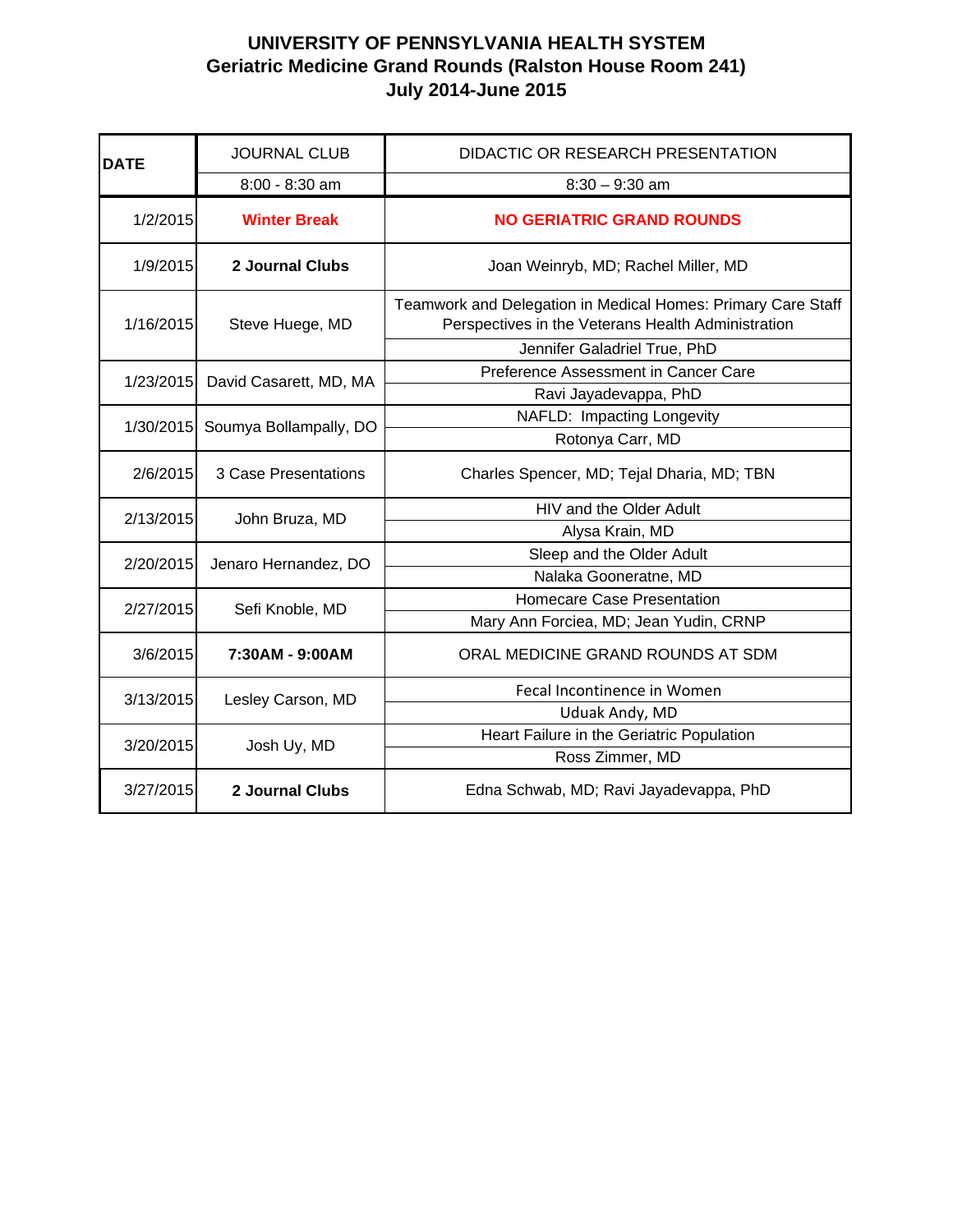# UNIVERSITY OF PENNSYLVANIA HEALTH SYSTEM
## Geriatric Medicine Grand Rounds (Ralston House Room 241)
## July 2014-June 2015

| DATE | JOURNAL CLUB | DIDACTIC OR RESEARCH PRESENTATION |
|---|---|---|
| | 8:00 - 8:30 am | 8:30 – 9:30 am |
| 1/2/2015 | **Winter Break** | **NO GERIATRIC GRAND ROUNDS** |
| 1/9/2015 | **2 Journal Clubs** | Joan Weinryb, MD; Rachel Miller, MD |
| 1/16/2015 | Steve Huege, MD | Teamwork and Delegation in Medical Homes: Primary Care Staff Perspectives in the Veterans Health Administration<br>Jennifer Galadriel True, PhD |
| 1/23/2015 | David Casarett, MD, MA | Preference Assessment in Cancer Care<br>Ravi Jayadevappa, PhD |
| 1/30/2015 | Soumya Bollampally, DO | NAFLD: Impacting Longevity<br>Rotonya Carr, MD |
| 2/6/2015 | 3 Case Presentations | Charles Spencer, MD; Tejal Dharia, MD; TBN |
| 2/13/2015 | John Bruza, MD | HIV and the Older Adult<br>Alysa Krain, MD |
| 2/20/2015 | Jenaro Hernandez, DO | Sleep and the Older Adult<br>Nalaka Gooneratne, MD |
| 2/27/2015 | Sefi Knoble, MD | Homecare Case Presentation<br>Mary Ann Forciea, MD; Jean Yudin, CRNP |
| 3/6/2015 | **7:30AM - 9:00AM** | ORAL MEDICINE GRAND ROUNDS AT SDM |
| 3/13/2015 | Lesley Carson, MD | Fecal Incontinence in Women<br>Uduak Andy, MD |
| 3/20/2015 | Josh Uy, MD | Heart Failure in the Geriatric Population<br>Ross Zimmer, MD |
| 3/27/2015 | **2 Journal Clubs** | Edna Schwab, MD; Ravi Jayadevappa, PhD |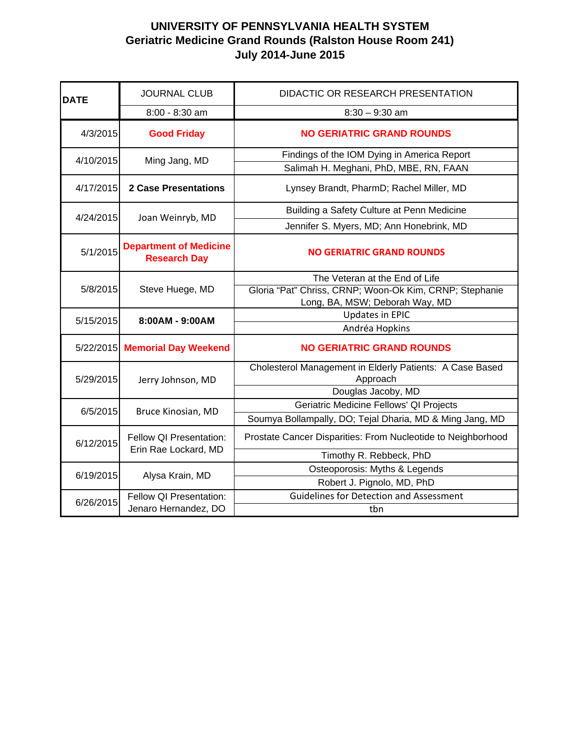# UNIVERSITY OF PENNSYLVANIA HEALTH SYSTEM
## Geriatric Medicine Grand Rounds (Ralston House Room 241)
## July 2014-June 2015

| DATE | JOURNAL CLUB | DIDACTIC OR RESEARCH PRESENTATION |
|---|---|---|
| | 8:00 - 8:30 am | 8:30 – 9:30 am |
| 4/3/2015 | **Good Friday** | **NO GERIATRIC GRAND ROUNDS** |
| 4/10/2015 | Ming Jang, MD | Findings of the IOM Dying in America Report |
| | | Salimah H. Meghani, PhD, MBE, RN, FAAN |
| 4/17/2015 | **2 Case Presentations** | Lynsey Brandt, PharmD; Rachel Miller, MD |
| 4/24/2015 | Joan Weinryb, MD | Building a Safety Culture at Penn Medicine |
| | | Jennifer S. Myers, MD; Ann Honebrink, MD |
| 5/1/2015 | **Department of Medicine Research Day** | **NO GERIATRIC GRAND ROUNDS** |
| 5/8/2015 | Steve Huege, MD | The Veteran at the End of Life |
| | | Gloria "Pat" Chriss, CRNP; Woon-Ok Kim, CRNP; Stephanie Long, BA, MSW; Deborah Way, MD |
| 5/15/2015 | **8:00AM - 9:00AM** | Updates in EPIC |
| | | Andréa Hopkins |
| 5/22/2015 | **Memorial Day Weekend** | **NO GERIATRIC GRAND ROUNDS** |
| 5/29/2015 | Jerry Johnson, MD | Cholesterol Management in Elderly Patients: A Case Based Approach |
| | | Douglas Jacoby, MD |
| 6/5/2015 | Bruce Kinosian, MD | Geriatric Medicine Fellows' QI Projects |
| | | Soumya Bollampally, DO; Tejal Dharia, MD & Ming Jang, MD |
| 6/12/2015 | Fellow QI Presentation: Erin Rae Lockard, MD | Prostate Cancer Disparities: From Nucleotide to Neighborhood |
| | | Timothy R. Rebbeck, PhD |
| 6/19/2015 | Alysa Krain, MD | Osteoporosis: Myths & Legends |
| | | Robert J. Pignolo, MD, PhD |
| 6/26/2015 | Fellow QI Presentation: Jenaro Hernandez, DO | Guidelines for Detection and Assessment |
| | | tbn |